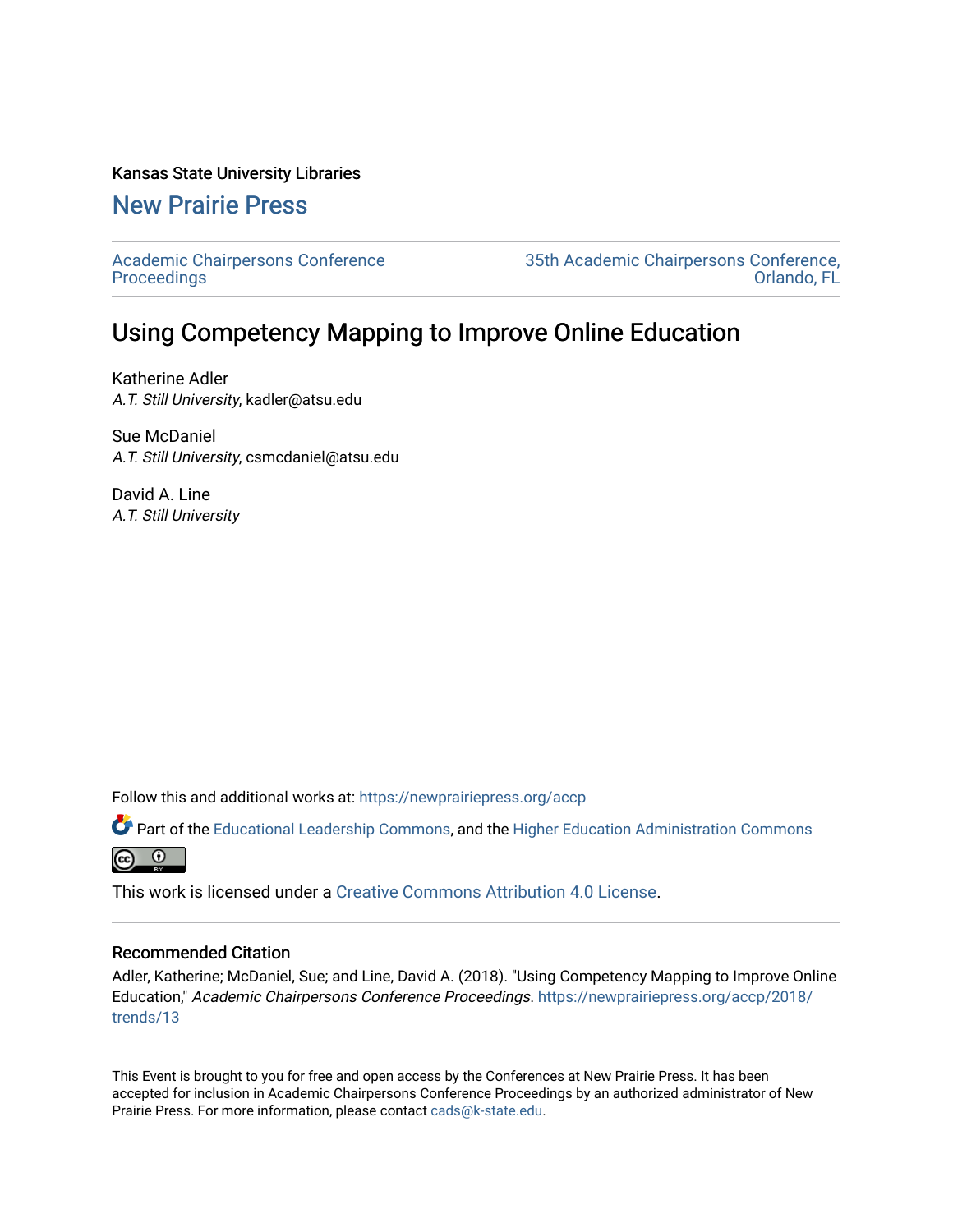Kansas State University Libraries

## New Prairie Press

Academic Chairpersons Conference Proceedings

35th Academic Chairpersons Conference, Orlando, FL

# Using Competency Mapping to Improve Online Education

Katherine Adler
*A.T. Still University*, kadler@atsu.edu

Sue McDaniel
*A.T. Still University*, csmcdaniel@atsu.edu

David A. Line
*A.T. Still University*

Follow this and additional works at: https://newprairiepress.org/accp

Part of the Educational Leadership Commons, and the Higher Education Administration Commons

This work is licensed under a Creative Commons Attribution 4.0 License.

### Recommended Citation

Adler, Katherine; McDaniel, Sue; and Line, David A. (2018). "Using Competency Mapping to Improve Online Education," *Academic Chairpersons Conference Proceedings*. https://newprairiepress.org/accp/2018/trends/13

This Event is brought to you for free and open access by the Conferences at New Prairie Press. It has been accepted for inclusion in Academic Chairpersons Conference Proceedings by an authorized administrator of New Prairie Press. For more information, please contact cads@k-state.edu.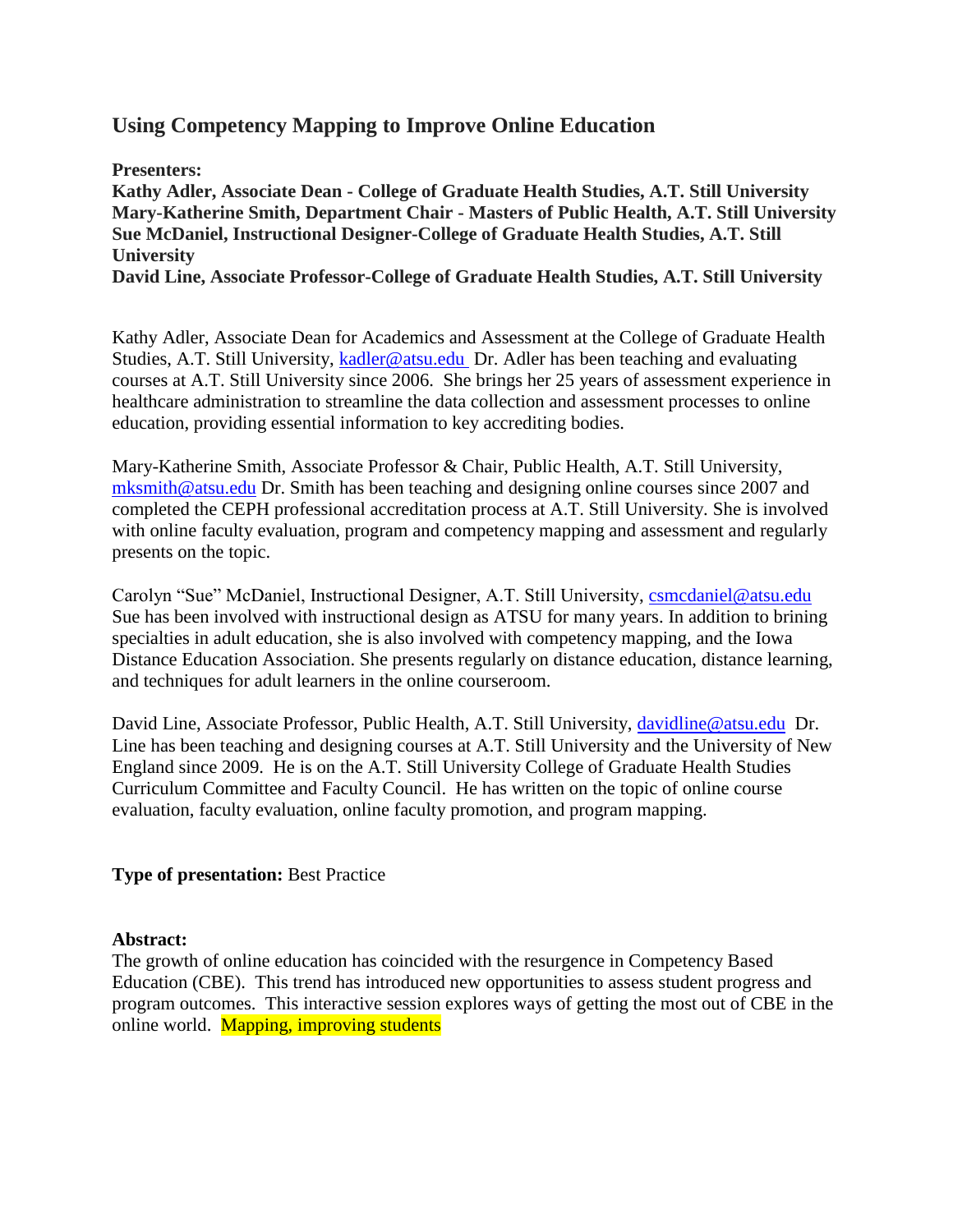## Using Competency Mapping to Improve Online Education

**Presenters:**
**Kathy Adler, Associate Dean - College of Graduate Health Studies, A.T. Still University**
**Mary-Katherine Smith, Department Chair - Masters of Public Health, A.T. Still University**
**Sue McDaniel, Instructional Designer-College of Graduate Health Studies, A.T. Still University**
**David Line, Associate Professor-College of Graduate Health Studies, A.T. Still University**

Kathy Adler, Associate Dean for Academics and Assessment at the College of Graduate Health Studies, A.T. Still University, kadler@atsu.edu Dr. Adler has been teaching and evaluating courses at A.T. Still University since 2006. She brings her 25 years of assessment experience in healthcare administration to streamline the data collection and assessment processes to online education, providing essential information to key accrediting bodies.

Mary-Katherine Smith, Associate Professor & Chair, Public Health, A.T. Still University, mksmith@atsu.edu Dr. Smith has been teaching and designing online courses since 2007 and completed the CEPH professional accreditation process at A.T. Still University. She is involved with online faculty evaluation, program and competency mapping and assessment and regularly presents on the topic.

Carolyn "Sue" McDaniel, Instructional Designer, A.T. Still University, csmcdaniel@atsu.edu Sue has been involved with instructional design as ATSU for many years. In addition to brining specialties in adult education, she is also involved with competency mapping, and the Iowa Distance Education Association. She presents regularly on distance education, distance learning, and techniques for adult learners in the online courseroom.

David Line, Associate Professor, Public Health, A.T. Still University, davidline@atsu.edu Dr. Line has been teaching and designing courses at A.T. Still University and the University of New England since 2009. He is on the A.T. Still University College of Graduate Health Studies Curriculum Committee and Faculty Council. He has written on the topic of online course evaluation, faculty evaluation, online faculty promotion, and program mapping.

**Type of presentation:** Best Practice

**Abstract:**
The growth of online education has coincided with the resurgence in Competency Based Education (CBE). This trend has introduced new opportunities to assess student progress and program outcomes. This interactive session explores ways of getting the most out of CBE in the online world. Mapping, improving students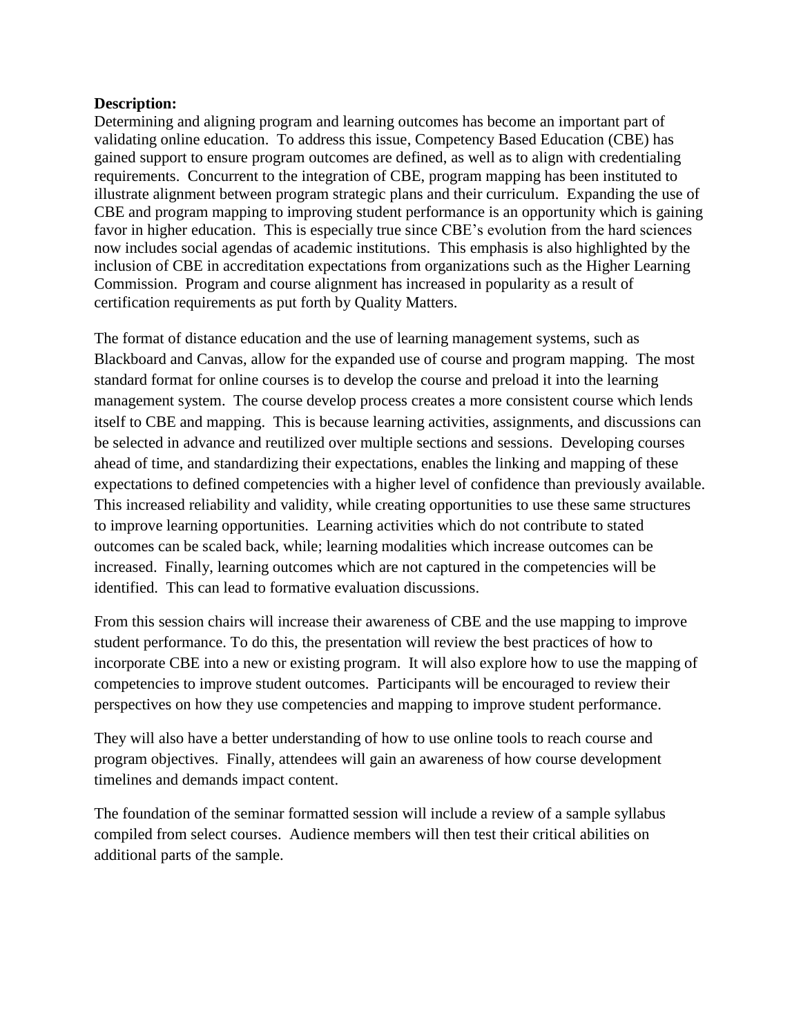**Description:**

Determining and aligning program and learning outcomes has become an important part of validating online education. To address this issue, Competency Based Education (CBE) has gained support to ensure program outcomes are defined, as well as to align with credentialing requirements. Concurrent to the integration of CBE, program mapping has been instituted to illustrate alignment between program strategic plans and their curriculum. Expanding the use of CBE and program mapping to improving student performance is an opportunity which is gaining favor in higher education. This is especially true since CBE's evolution from the hard sciences now includes social agendas of academic institutions. This emphasis is also highlighted by the inclusion of CBE in accreditation expectations from organizations such as the Higher Learning Commission. Program and course alignment has increased in popularity as a result of certification requirements as put forth by Quality Matters.

The format of distance education and the use of learning management systems, such as Blackboard and Canvas, allow for the expanded use of course and program mapping. The most standard format for online courses is to develop the course and preload it into the learning management system. The course develop process creates a more consistent course which lends itself to CBE and mapping. This is because learning activities, assignments, and discussions can be selected in advance and reutilized over multiple sections and sessions. Developing courses ahead of time, and standardizing their expectations, enables the linking and mapping of these expectations to defined competencies with a higher level of confidence than previously available. This increased reliability and validity, while creating opportunities to use these same structures to improve learning opportunities. Learning activities which do not contribute to stated outcomes can be scaled back, while; learning modalities which increase outcomes can be increased. Finally, learning outcomes which are not captured in the competencies will be identified. This can lead to formative evaluation discussions.

From this session chairs will increase their awareness of CBE and the use mapping to improve student performance. To do this, the presentation will review the best practices of how to incorporate CBE into a new or existing program. It will also explore how to use the mapping of competencies to improve student outcomes. Participants will be encouraged to review their perspectives on how they use competencies and mapping to improve student performance.

They will also have a better understanding of how to use online tools to reach course and program objectives. Finally, attendees will gain an awareness of how course development timelines and demands impact content.

The foundation of the seminar formatted session will include a review of a sample syllabus compiled from select courses. Audience members will then test their critical abilities on additional parts of the sample.